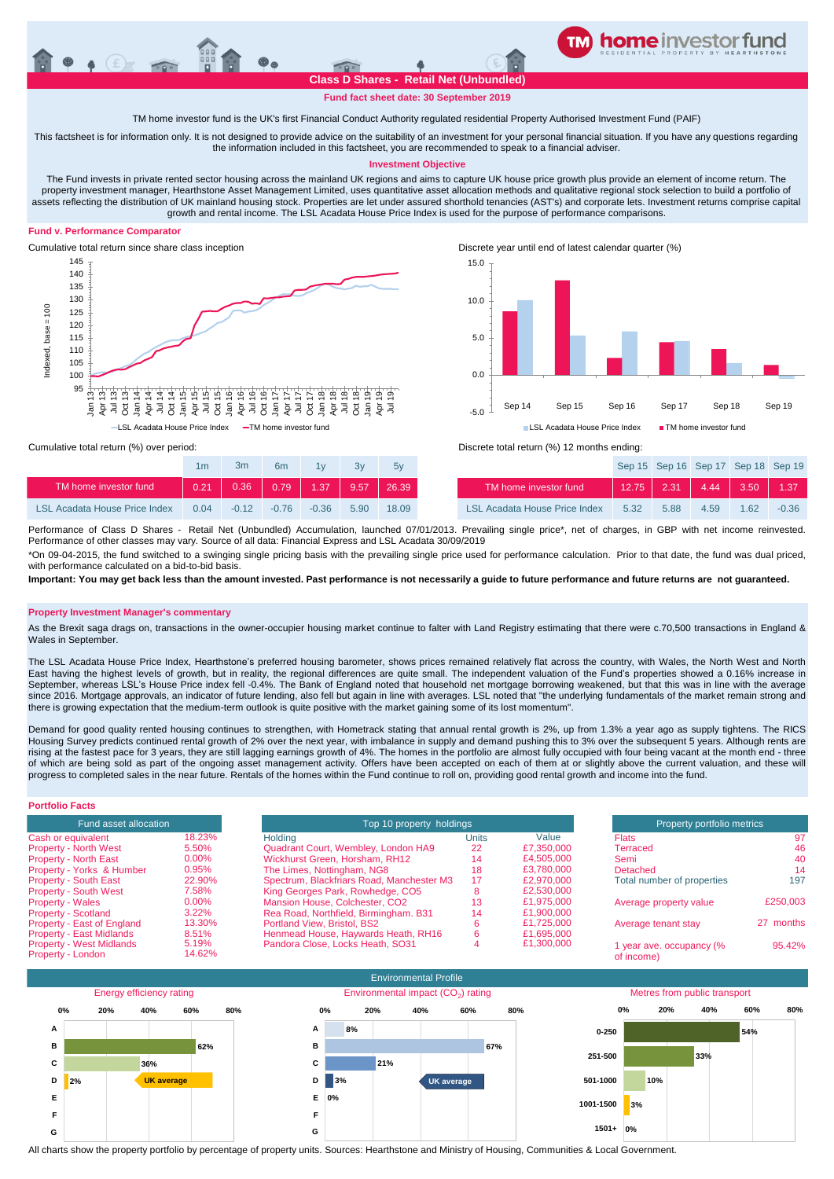# Class D Shares - Retail Net (Unbundled)

**Fund fact sheet date: 30 September 2019**

TM home investor fund is the UK's first Financial Conduct Authority regulated residential Property Authorised Investment Fund (PAIF)

This factsheet is for information only. It is not designed to provide advice on the suitability of an investment for your personal financial situation. If you have any questions regarding the information included in this factsheet, you are recommended to speak to a financial adviser.

## Investment Objective

The Fund invests in private rented sector housing across the mainland UK regions and aims to capture UK house price growth plus provide an element of income return. The property investment manager, Hearthstone Asset Management Limited, uses quantitative asset allocation methods and qualitative regional stock selection to build a portfolio of assets reflecting the distribution of UK mainland housing stock. Properties are let under assured shorthold tenancies (AST's) and corporate lets. Investment returns comprise capital growth and rental income. The LSL Acadata House Price Index is used for the purpose of performance comparisons.

## Fund v. Performance Comparator

Cumulative total return since share class inception

Discrete year until end of latest calendar quarter (%)

Cumulative total return (%) over period:

| | 1m | 3m | 6m | 1y | 3y | 5y |
|---|---|---|---|---|---|---|
| TM home investor fund | 0.21 | 0.36 | 0.79 | 1.37 | 9.57 | 26.39 |
| LSL Acadata House Price Index | 0.04 | -0.12 | -0.76 | -0.36 | 5.90 | 18.09 |

Discrete total return (%) 12 months ending:

| | Sep 15 | Sep 16 | Sep 17 | Sep 18 | Sep 19 |
|---|---|---|---|---|---|
| TM home investor fund | 12.75 | 2.31 | 4.44 | 3.50 | 1.37 |
| LSL Acadata House Price Index | 5.32 | 5.88 | 4.59 | 1.62 | -0.36 |

Performance of Class D Shares - Retail Net (Unbundled) Accumulation, launched 07/01/2013. Prevailing single price*, net of charges, in GBP with net income reinvested. Performance of other classes may vary. Source of all data: Financial Express and LSL Acadata 30/09/2019

*On 09-04-2015, the fund switched to a swinging single pricing basis with the prevailing single price used for performance calculation. Prior to that date, the fund was dual priced, with performance calculated on a bid-to-bid basis.

**Important: You may get back less than the amount invested. Past performance is not necessarily a guide to future performance and future returns are not guaranteed.**

## Property Investment Manager's commentary

As the Brexit saga drags on, transactions in the owner-occupier housing market continue to falter with Land Registry estimating that there were c.70,500 transactions in England & Wales in September.

The LSL Acadata House Price Index, Hearthstone's preferred housing barometer, shows prices remained relatively flat across the country, with Wales, the North West and North East having the highest levels of growth, but in reality, the regional differences are quite small. The independent valuation of the Fund's properties showed a 0.16% increase in September, whereas LSL's House Price index fell -0.4%. The Bank of England noted that household net mortgage borrowing weakened, but that this was in line with the average since 2016. Mortgage approvals, an indicator of future lending, also fell but again in line with averages. LSL noted that "the underlying fundamentals of the market remain strong and there is growing expectation that the medium-term outlook is quite positive with the market gaining some of its lost momentum".

Demand for good quality rented housing continues to strengthen, with Hometrack stating that annual rental growth is 2%, up from 1.3% a year ago as supply tightens. The RICS Housing Survey predicts continued rental growth of 2% over the next year, with imbalance in supply and demand pushing this to 3% over the subsequent 5 years. Although rents are rising at the fastest pace for 3 years, they are still lagging earnings growth of 4%. The homes in the portfolio are almost fully occupied with four being vacant at the month end - three of which are being sold as part of the ongoing asset management activity. Offers have been accepted on each of them at or slightly above the current valuation, and these will progress to completed sales in the near future. Rentals of the homes within the Fund continue to roll on, providing good rental growth and income into the fund.

## Portfolio Facts

| Fund asset allocation | |
|---|---|
| Cash or equivalent | 18.23% |
| Property - North West | 5.50% |
| Property - North East | 0.00% |
| Property - Yorks & Humber | 0.95% |
| Property - South East | 22.90% |
| Property - South West | 7.58% |
| Property - Wales | 0.00% |
| Property - Scotland | 3.22% |
| Property - East of England | 13.30% |
| Property - East Midlands | 8.51% |
| Property - West Midlands | 5.19% |
| Property - London | 14.62% |

| Holding | Units | Value |
|---|---|---|
| Quadrant Court, Wembley, London HA9 | 22 | £7,350,000 |
| Wickhurst Green, Horsham, RH12 | 14 | £4,505,000 |
| The Limes, Nottingham, NG8 | 18 | £3,780,000 |
| Spectrum, Blackfriars Road, Manchester M3 | 17 | £2,970,000 |
| King Georges Park, Rowhedge, CO5 | 8 | £2,530,000 |
| Mansion House, Colchester, CO2 | 13 | £1,975,000 |
| Rea Road, Northfield, Birmingham. B31 | 14 | £1,900,000 |
| Portland View, Bristol, BS2 | 6 | £1,725,000 |
| Henmead House, Haywards Heath, RH16 | 6 | £1,695,000 |
| Pandora Close, Locks Heath, SO31 | 4 | £1,300,000 |

| Property portfolio metrics | |
|---|---|
| Flats | 97 |
| Terraced | 46 |
| Semi | 40 |
| Detached | 14 |
| Total number of properties | 197 |
| Average property value | £250,003 |
| Average tenant stay | 27 months |
| 1 year ave. occupancy (% of income) | 95.42% |

## Environmental Profile

| Energy efficiency rating | % |
|---|---|
| A | |
| B | 62% |
| C | 36% |
| D | 2% |
| E | |
| F | |
| G | |

| Environmental impact ($CO_2$) rating | % |
|---|---|
| A | 8% |
| B | 67% |
| C | 21% |
| D | 3% |
| E | 0% |
| F | |
| G | |

| Metres from public transport | % |
|---|---|
| 0-250 | 54% |
| 251-500 | 33% |
| 501-1000 | 10% |
| 1001-1500 | 3% |
| 1501+ | 0% |

All charts show the property portfolio by percentage of property units. Sources: Hearthstone and Ministry of Housing, Communities & Local Government.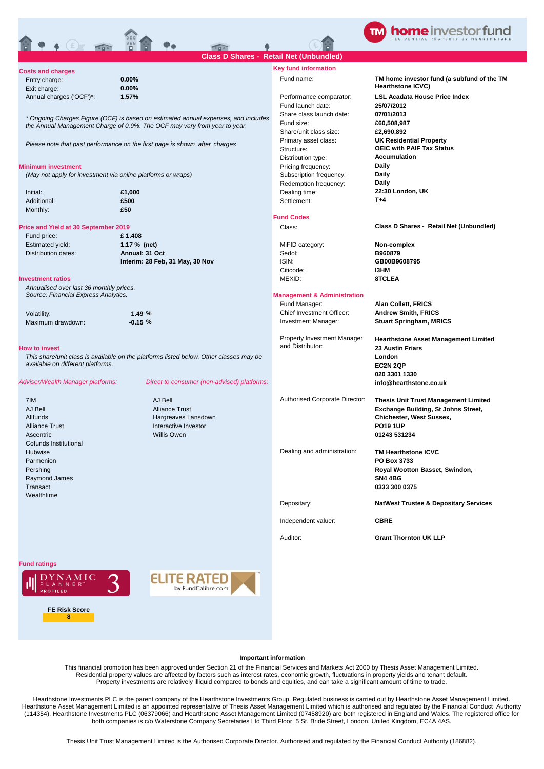home investor fund
RESIDENTIAL PROPERTY BY HEARTHSTONE

## Class D Shares - Retail Net (Unbundled)

### Costs and charges

| | |
|---|---|
| Entry charge: | 0.00% |
| Exit charge: | 0.00% |
| Annual charges ('OCF')*: | 1.57% |

*\* Ongoing Charges Figure (OCF) is based on estimated annual expenses, and includes the Annual Management Charge of 0.9%. The OCF may vary from year to year.*

*Please note that past performance on the first page is shown after charges*

### Minimum investment

*(May not apply for investment via online platforms or wraps)*

| | |
|---|---|
| Initial: | £1,000 |
| Additional: | £500 |
| Monthly: | £50 |

### Price and Yield at 30 September 2019

| | |
|---|---|
| Fund price: | £ 1.408 |
| Estimated yield: | 1.17 % (net) |
| Distribution dates: | Annual: 31 Oct<br>Interim: 28 Feb, 31 May, 30 Nov |

### Investment ratios

*Annualised over last 36 monthly prices.*
*Source: Financial Express Analytics.*

| | |
|---|---|
| Volatility: | 1.49 % |
| Maximum drawdown: | -0.15 % |

### How to invest

*This share/unit class is available on the platforms listed below. Other classes may be available on different platforms.*

*Adviser/Wealth Manager platforms:*

- 7IM
- AJ Bell
- Allfunds
- Alliance Trust
- Ascentric
- Cofunds Institutional
- Hubwise
- Parmenion
- Pershing
- Raymond James
- Transact
- Wealthtime

*Direct to consumer (non-advised) platforms:*

- AJ Bell
- Alliance Trust
- Hargreaves Lansdown
- Interactive Investor
- Willis Owen

### Fund ratings

DYNAMIC PLANNER PROFILED 3

ELITE RATED by FundCalibre.com

FE Risk Score
8

### Key fund information

| | |
|---|---|
| Fund name: | TM home investor fund (a subfund of the TM Hearthstone ICVC) |
| Performance comparator: | LSL Acadata House Price Index |
| Fund launch date: | 25/07/2012 |
| Share class launch date: | 07/01/2013 |
| Fund size: | £60,508,987 |
| Share/unit class size: | £2,690,892 |
| Primary asset class: | UK Residential Property |
| Structure: | OEIC with PAIF Tax Status |
| Distribution type: | Accumulation |
| Pricing frequency: | Daily |
| Subscription frequency: | Daily |
| Redemption frequency: | Daily |
| Dealing time: | 22:30 London, UK |
| Settlement: | T+4 |

### Fund Codes

| | |
|---|---|
| Class: | Class D Shares - Retail Net (Unbundled) |
| MiFID category: | Non-complex |
| Sedol: | B960879 |
| ISIN: | GB00B9608795 |
| Citicode: | I3HM |
| MEXID: | 8TCLEA |

### Management & Administration

| | |
|---|---|
| Fund Manager: | Alan Collett, FRICS |
| Chief Investment Officer: | Andrew Smith, FRICS |
| Investment Manager: | Stuart Springham, MRICS |
| Property Investment Manager and Distributor: | Hearthstone Asset Management Limited<br>23 Austin Friars<br>London<br>EC2N 2QP<br>020 3301 1330<br>info@hearthstone.co.uk |
| Authorised Corporate Director: | Thesis Unit Trust Management Limited<br>Exchange Building, St Johns Street,<br>Chichester, West Sussex,<br>PO19 1UP<br>01243 531234 |
| Dealing and administration: | TM Hearthstone ICVC<br>PO Box 3733<br>Royal Wootton Basset, Swindon,<br>SN4 4BG<br>0333 300 0375 |
| Depositary: | NatWest Trustee & Depositary Services |
| Independent valuer: | CBRE |
| Auditor: | Grant Thornton UK LLP |

**Important information**

This financial promotion has been approved under Section 21 of the Financial Services and Markets Act 2000 by Thesis Asset Management Limited. Residential property values are affected by factors such as interest rates, economic growth, fluctuations in property yields and tenant default. Property investments are relatively illiquid compared to bonds and equities, and can take a significant amount of time to trade.

Hearthstone Investments PLC is the parent company of the Hearthstone Investments Group. Regulated business is carried out by Hearthstone Asset Management Limited. Hearthstone Asset Management Limited is an appointed representative of Thesis Asset Management Limited which is authorised and regulated by the Financial Conduct Authority (114354). Hearthstone Investments PLC (06379066) and Hearthstone Asset Management Limited (07458920) are both registered in England and Wales. The registered office for both companies is c/o Waterstone Company Secretaries Ltd Third Floor, 5 St. Bride Street, London, United Kingdom, EC4A 4AS.

Thesis Unit Trust Management Limited is the Authorised Corporate Director. Authorised and regulated by the Financial Conduct Authority (186882).